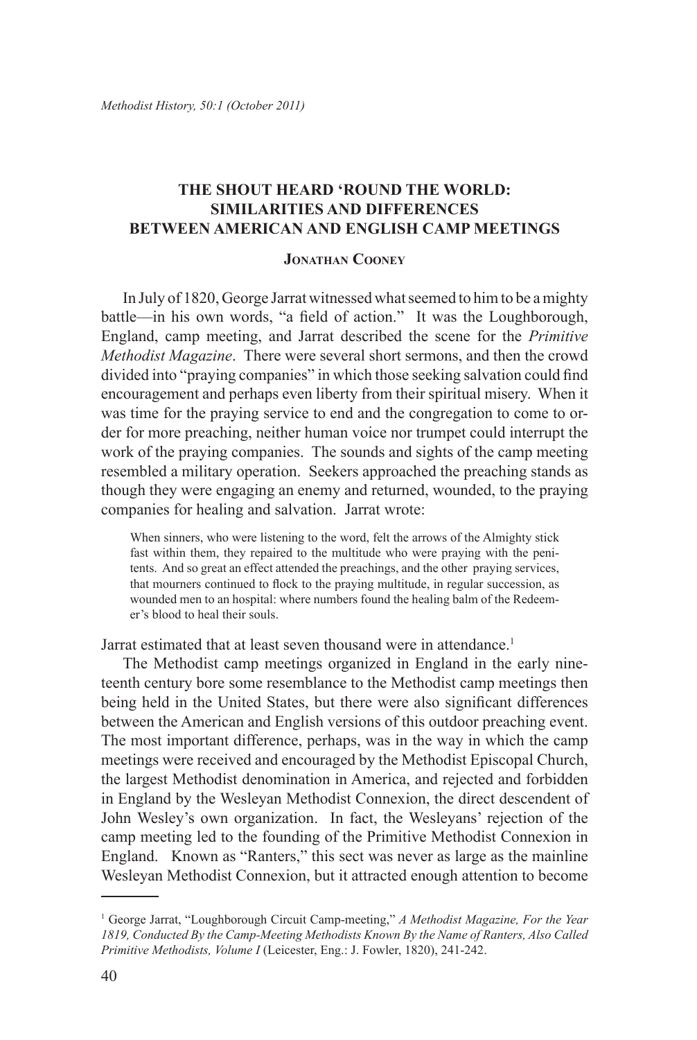# THE SHOUT HEARD 'ROUND THE WORLD: SIMILARITIES AND DIFFERENCES BETWEEN AMERICAN AND ENGLISH CAMP MEETINGS

**Jonathan Cooney**

In July of 1820, George Jarrat witnessed what seemed to him to be a mighty battle—in his own words, "a field of action." It was the Loughborough, England, camp meeting, and Jarrat described the scene for the *Primitive Methodist Magazine*. There were several short sermons, and then the crowd divided into "praying companies" in which those seeking salvation could find encouragement and perhaps even liberty from their spiritual misery. When it was time for the praying service to end and the congregation to come to order for more preaching, neither human voice nor trumpet could interrupt the work of the praying companies. The sounds and sights of the camp meeting resembled a military operation. Seekers approached the preaching stands as though they were engaging an enemy and returned, wounded, to the praying companies for healing and salvation. Jarrat wrote:

> When sinners, who were listening to the word, felt the arrows of the Almighty stick fast within them, they repaired to the multitude who were praying with the penitents. And so great an effect attended the preachings, and the other praying services, that mourners continued to flock to the praying multitude, in regular succession, as wounded men to an hospital: where numbers found the healing balm of the Redeemer's blood to heal their souls.

Jarrat estimated that at least seven thousand were in attendance.[1]

The Methodist camp meetings organized in England in the early nineteenth century bore some resemblance to the Methodist camp meetings then being held in the United States, but there were also significant differences between the American and English versions of this outdoor preaching event. The most important difference, perhaps, was in the way in which the camp meetings were received and encouraged by the Methodist Episcopal Church, the largest Methodist denomination in America, and rejected and forbidden in England by the Wesleyan Methodist Connexion, the direct descendent of John Wesley's own organization. In fact, the Wesleyans' rejection of the camp meeting led to the founding of the Primitive Methodist Connexion in England. Known as "Ranters," this sect was never as large as the mainline Wesleyan Methodist Connexion, but it attracted enough attention to become

---

[1] George Jarrat, "Loughborough Circuit Camp-meeting," *A Methodist Magazine, For the Year 1819, Conducted By the Camp-Meeting Methodists Known By the Name of Ranters, Also Called Primitive Methodists, Volume I* (Leicester, Eng.: J. Fowler, 1820), 241-242.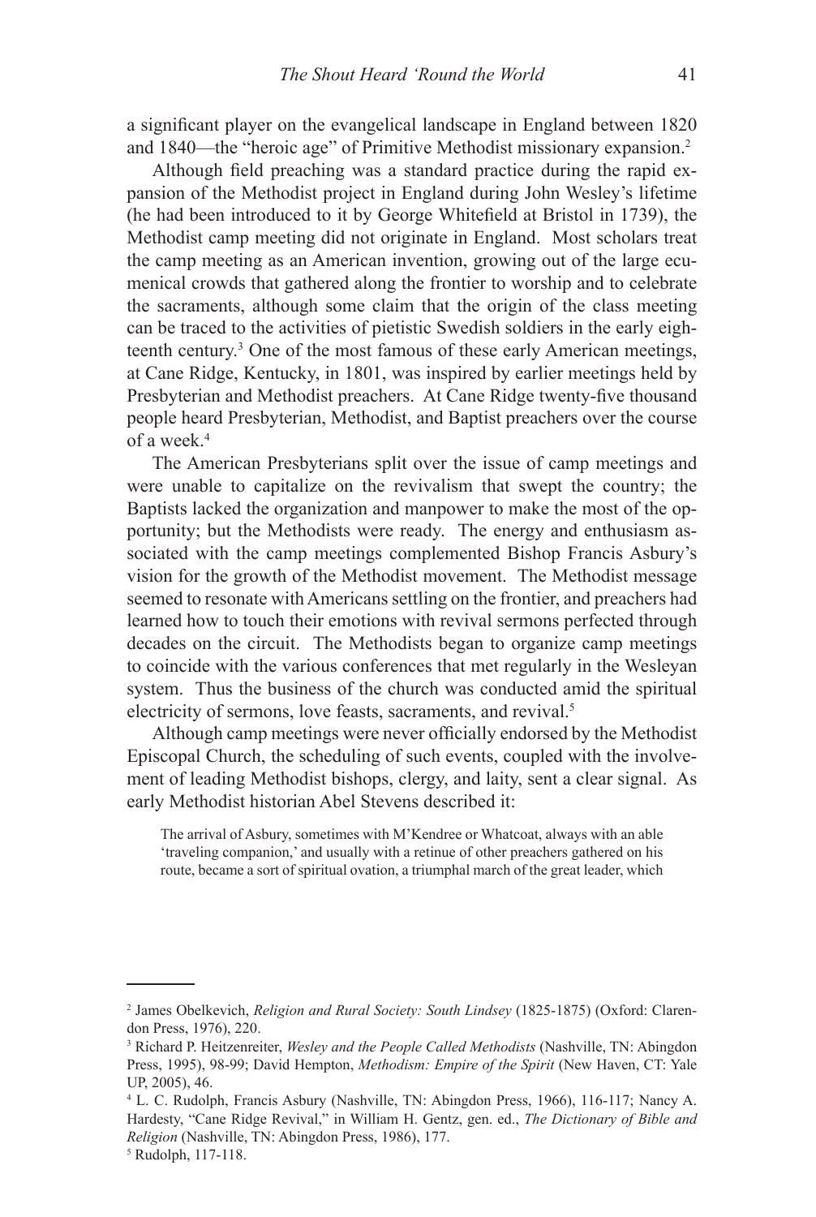a significant player on the evangelical landscape in England between 1820 and 1840—the "heroic age" of Primitive Methodist missionary expansion.[2]

Although field preaching was a standard practice during the rapid expansion of the Methodist project in England during John Wesley's lifetime (he had been introduced to it by George Whitefield at Bristol in 1739), the Methodist camp meeting did not originate in England. Most scholars treat the camp meeting as an American invention, growing out of the large ecumenical crowds that gathered along the frontier to worship and to celebrate the sacraments, although some claim that the origin of the class meeting can be traced to the activities of pietistic Swedish soldiers in the early eighteenth century.[3] One of the most famous of these early American meetings, at Cane Ridge, Kentucky, in 1801, was inspired by earlier meetings held by Presbyterian and Methodist preachers. At Cane Ridge twenty-five thousand people heard Presbyterian, Methodist, and Baptist preachers over the course of a week.[4]

The American Presbyterians split over the issue of camp meetings and were unable to capitalize on the revivalism that swept the country; the Baptists lacked the organization and manpower to make the most of the opportunity; but the Methodists were ready. The energy and enthusiasm associated with the camp meetings complemented Bishop Francis Asbury's vision for the growth of the Methodist movement. The Methodist message seemed to resonate with Americans settling on the frontier, and preachers had learned how to touch their emotions with revival sermons perfected through decades on the circuit. The Methodists began to organize camp meetings to coincide with the various conferences that met regularly in the Wesleyan system. Thus the business of the church was conducted amid the spiritual electricity of sermons, love feasts, sacraments, and revival.[5]

Although camp meetings were never officially endorsed by the Methodist Episcopal Church, the scheduling of such events, coupled with the involvement of leading Methodist bishops, clergy, and laity, sent a clear signal. As early Methodist historian Abel Stevens described it:

> The arrival of Asbury, sometimes with M'Kendree or Whatcoat, always with an able 'traveling companion,' and usually with a retinue of other preachers gathered on his route, became a sort of spiritual ovation, a triumphal march of the great leader, which

---

[2] James Obelkevich, *Religion and Rural Society: South Lindsey* (1825-1875) (Oxford: Clarendon Press, 1976), 220.

[3] Richard P. Heitzenreiter, *Wesley and the People Called Methodists* (Nashville, TN: Abingdon Press, 1995), 98-99; David Hempton, *Methodism: Empire of the Spirit* (New Haven, CT: Yale UP, 2005), 46.

[4] L. C. Rudolph, Francis Asbury (Nashville, TN: Abingdon Press, 1966), 116-117; Nancy A. Hardesty, "Cane Ridge Revival," in William H. Gentz, gen. ed., *The Dictionary of Bible and Religion* (Nashville, TN: Abingdon Press, 1986), 177.

[5] Rudolph, 117-118.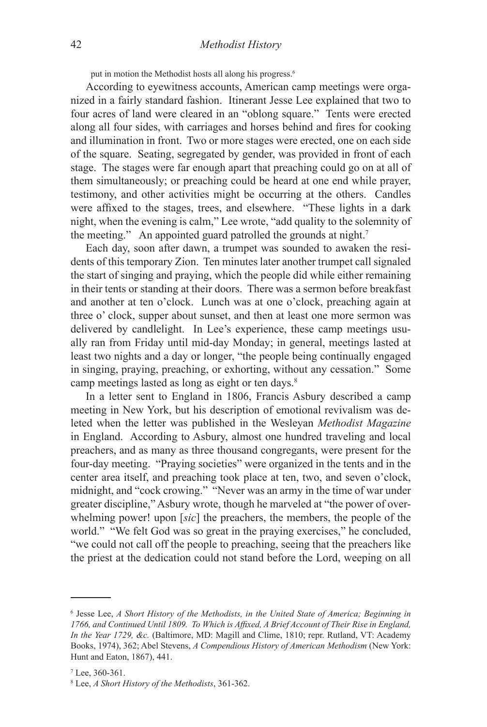put in motion the Methodist hosts all along his progress.[6]

According to eyewitness accounts, American camp meetings were organized in a fairly standard fashion. Itinerant Jesse Lee explained that two to four acres of land were cleared in an "oblong square." Tents were erected along all four sides, with carriages and horses behind and fires for cooking and illumination in front. Two or more stages were erected, one on each side of the square. Seating, segregated by gender, was provided in front of each stage. The stages were far enough apart that preaching could go on at all of them simultaneously; or preaching could be heard at one end while prayer, testimony, and other activities might be occurring at the others. Candles were affixed to the stages, trees, and elsewhere. "These lights in a dark night, when the evening is calm," Lee wrote, "add quality to the solemnity of the meeting." An appointed guard patrolled the grounds at night.[7]

Each day, soon after dawn, a trumpet was sounded to awaken the residents of this temporary Zion. Ten minutes later another trumpet call signaled the start of singing and praying, which the people did while either remaining in their tents or standing at their doors. There was a sermon before breakfast and another at ten o'clock. Lunch was at one o'clock, preaching again at three o' clock, supper about sunset, and then at least one more sermon was delivered by candlelight. In Lee's experience, these camp meetings usually ran from Friday until mid-day Monday; in general, meetings lasted at least two nights and a day or longer, "the people being continually engaged in singing, praying, preaching, or exhorting, without any cessation." Some camp meetings lasted as long as eight or ten days.[8]

In a letter sent to England in 1806, Francis Asbury described a camp meeting in New York, but his description of emotional revivalism was deleted when the letter was published in the Wesleyan *Methodist Magazine* in England. According to Asbury, almost one hundred traveling and local preachers, and as many as three thousand congregants, were present for the four-day meeting. "Praying societies" were organized in the tents and in the center area itself, and preaching took place at ten, two, and seven o'clock, midnight, and "cock crowing." "Never was an army in the time of war under greater discipline," Asbury wrote, though he marveled at "the power of overwhelming power! upon [*sic*] the preachers, the members, the people of the world." "We felt God was so great in the praying exercises," he concluded, "we could not call off the people to preaching, seeing that the preachers like the priest at the dedication could not stand before the Lord, weeping on all

---

[6] Jesse Lee, *A Short History of the Methodists, in the United State of America; Beginning in 1766, and Continued Until 1809. To Which is Affixed, A Brief Account of Their Rise in England, In the Year 1729, &c.* (Baltimore, MD: Magill and Clime, 1810; repr. Rutland, VT: Academy Books, 1974), 362; Abel Stevens, *A Compendious History of American Methodism* (New York: Hunt and Eaton, 1867), 441.

[7] Lee, 360-361.

[8] Lee, *A Short History of the Methodists*, 361-362.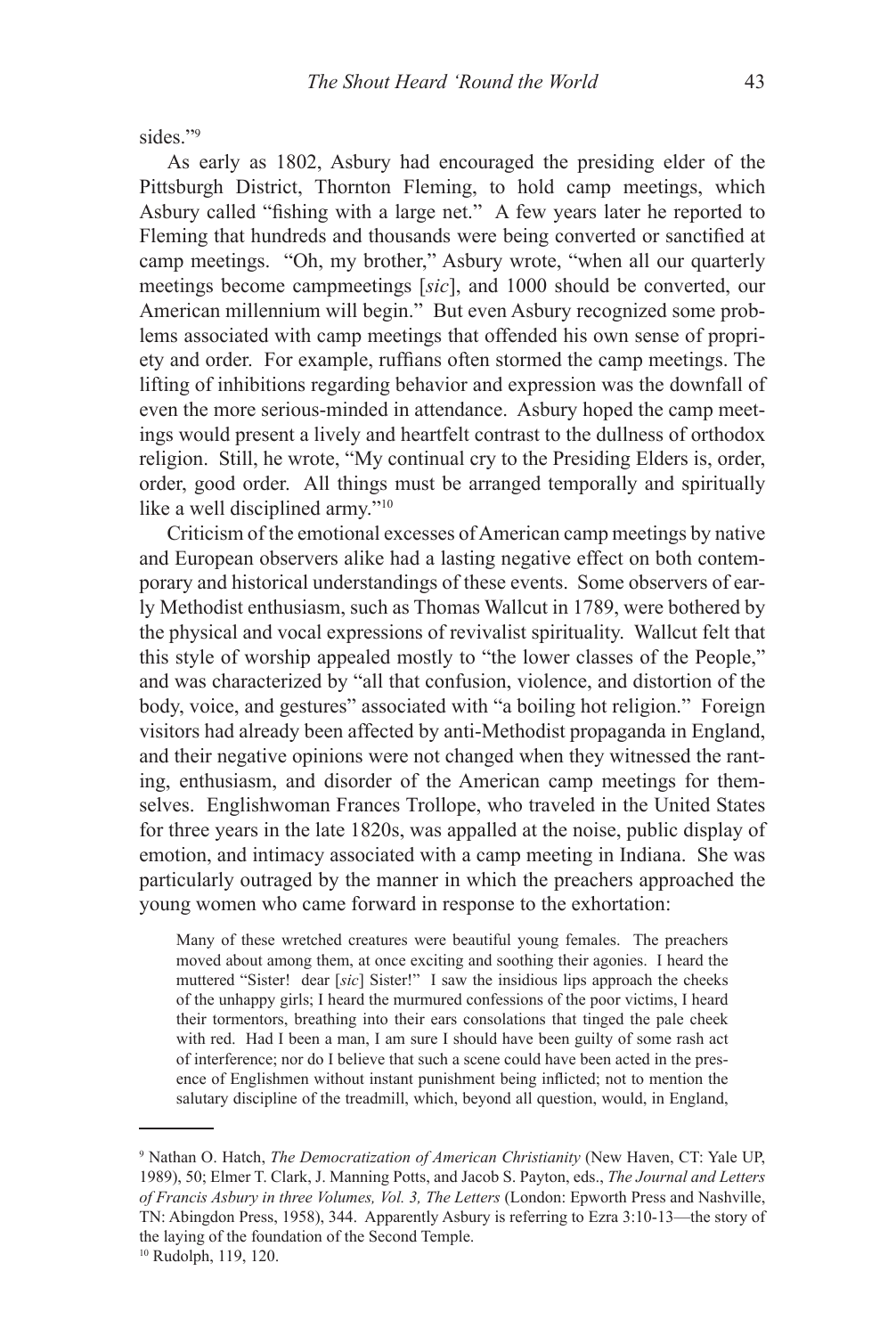sides."[9]

As early as 1802, Asbury had encouraged the presiding elder of the Pittsburgh District, Thornton Fleming, to hold camp meetings, which Asbury called "fishing with a large net." A few years later he reported to Fleming that hundreds and thousands were being converted or sanctified at camp meetings. "Oh, my brother," Asbury wrote, "when all our quarterly meetings become campmeetings [*sic*], and 1000 should be converted, our American millennium will begin." But even Asbury recognized some problems associated with camp meetings that offended his own sense of propriety and order. For example, ruffians often stormed the camp meetings. The lifting of inhibitions regarding behavior and expression was the downfall of even the more serious-minded in attendance. Asbury hoped the camp meetings would present a lively and heartfelt contrast to the dullness of orthodox religion. Still, he wrote, "My continual cry to the Presiding Elders is, order, order, good order. All things must be arranged temporally and spiritually like a well disciplined army."[10]

Criticism of the emotional excesses of American camp meetings by native and European observers alike had a lasting negative effect on both contemporary and historical understandings of these events. Some observers of early Methodist enthusiasm, such as Thomas Wallcut in 1789, were bothered by the physical and vocal expressions of revivalist spirituality. Wallcut felt that this style of worship appealed mostly to "the lower classes of the People," and was characterized by "all that confusion, violence, and distortion of the body, voice, and gestures" associated with "a boiling hot religion." Foreign visitors had already been affected by anti-Methodist propaganda in England, and their negative opinions were not changed when they witnessed the ranting, enthusiasm, and disorder of the American camp meetings for themselves. Englishwoman Frances Trollope, who traveled in the United States for three years in the late 1820s, was appalled at the noise, public display of emotion, and intimacy associated with a camp meeting in Indiana. She was particularly outraged by the manner in which the preachers approached the young women who came forward in response to the exhortation:

> Many of these wretched creatures were beautiful young females. The preachers moved about among them, at once exciting and soothing their agonies. I heard the muttered "Sister! dear [*sic*] Sister!" I saw the insidious lips approach the cheeks of the unhappy girls; I heard the murmured confessions of the poor victims, I heard their tormentors, breathing into their ears consolations that tinged the pale cheek with red. Had I been a man, I am sure I should have been guilty of some rash act of interference; nor do I believe that such a scene could have been acted in the presence of Englishmen without instant punishment being inflicted; not to mention the salutary discipline of the treadmill, which, beyond all question, would, in England,

---

[9] Nathan O. Hatch, *The Democratization of American Christianity* (New Haven, CT: Yale UP, 1989), 50; Elmer T. Clark, J. Manning Potts, and Jacob S. Payton, eds., *The Journal and Letters of Francis Asbury in three Volumes, Vol. 3, The Letters* (London: Epworth Press and Nashville, TN: Abingdon Press, 1958), 344. Apparently Asbury is referring to Ezra 3:10-13—the story of the laying of the foundation of the Second Temple.

[10] Rudolph, 119, 120.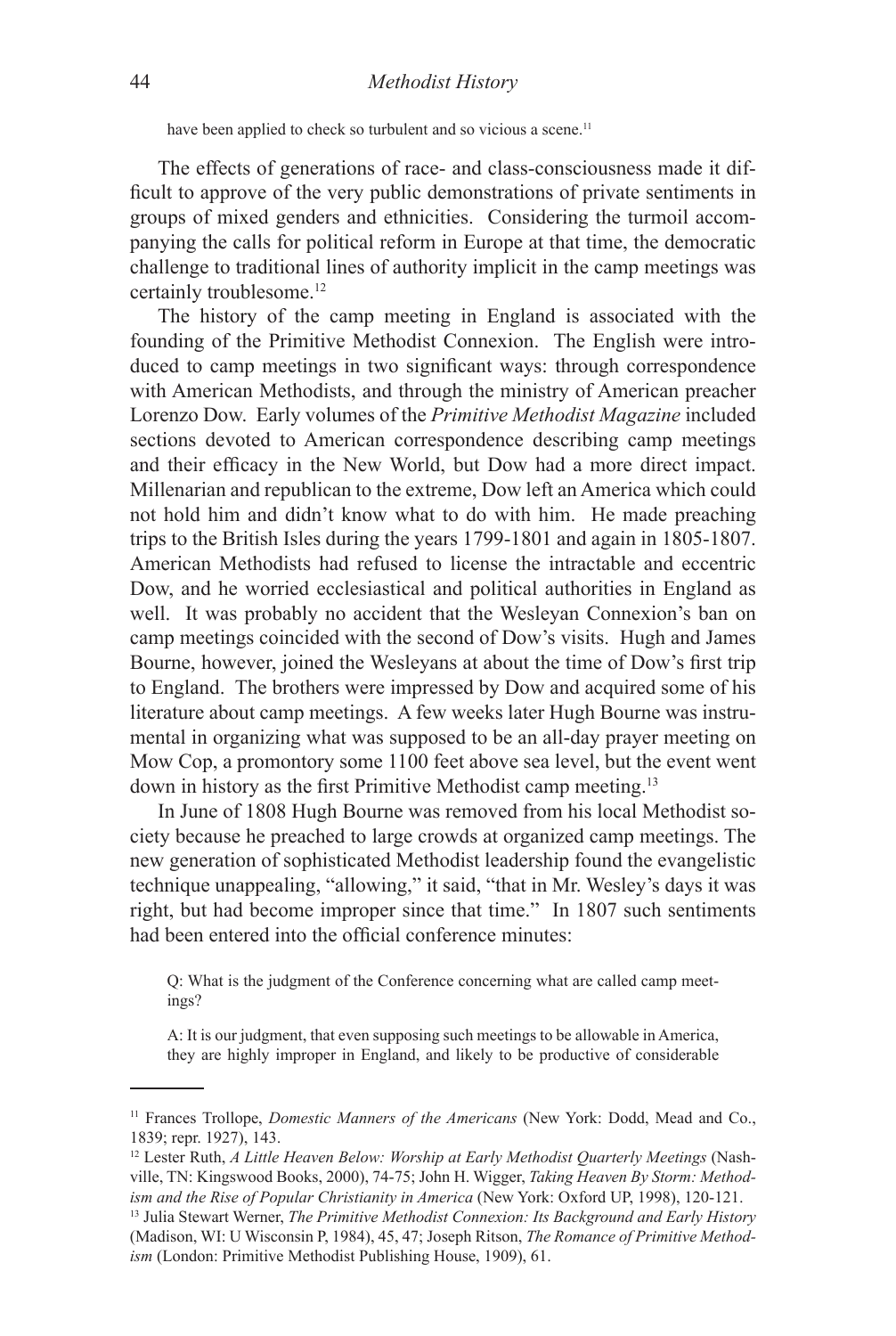have been applied to check so turbulent and so vicious a scene.[11]

The effects of generations of race- and class-consciousness made it difficult to approve of the very public demonstrations of private sentiments in groups of mixed genders and ethnicities. Considering the turmoil accompanying the calls for political reform in Europe at that time, the democratic challenge to traditional lines of authority implicit in the camp meetings was certainly troublesome.[12]

The history of the camp meeting in England is associated with the founding of the Primitive Methodist Connexion. The English were introduced to camp meetings in two significant ways: through correspondence with American Methodists, and through the ministry of American preacher Lorenzo Dow. Early volumes of the *Primitive Methodist Magazine* included sections devoted to American correspondence describing camp meetings and their efficacy in the New World, but Dow had a more direct impact. Millenarian and republican to the extreme, Dow left an America which could not hold him and didn't know what to do with him. He made preaching trips to the British Isles during the years 1799-1801 and again in 1805-1807. American Methodists had refused to license the intractable and eccentric Dow, and he worried ecclesiastical and political authorities in England as well. It was probably no accident that the Wesleyan Connexion's ban on camp meetings coincided with the second of Dow's visits. Hugh and James Bourne, however, joined the Wesleyans at about the time of Dow's first trip to England. The brothers were impressed by Dow and acquired some of his literature about camp meetings. A few weeks later Hugh Bourne was instrumental in organizing what was supposed to be an all-day prayer meeting on Mow Cop, a promontory some 1100 feet above sea level, but the event went down in history as the first Primitive Methodist camp meeting.[13]

In June of 1808 Hugh Bourne was removed from his local Methodist society because he preached to large crowds at organized camp meetings. The new generation of sophisticated Methodist leadership found the evangelistic technique unappealing, "allowing," it said, "that in Mr. Wesley's days it was right, but had become improper since that time." In 1807 such sentiments had been entered into the official conference minutes:

> Q: What is the judgment of the Conference concerning what are called camp meetings?
>
> A: It is our judgment, that even supposing such meetings to be allowable in America, they are highly improper in England, and likely to be productive of considerable

---

[11] Frances Trollope, *Domestic Manners of the Americans* (New York: Dodd, Mead and Co., 1839; repr. 1927), 143.

[12] Lester Ruth, *A Little Heaven Below: Worship at Early Methodist Quarterly Meetings* (Nashville, TN: Kingswood Books, 2000), 74-75; John H. Wigger, *Taking Heaven By Storm: Methodism and the Rise of Popular Christianity in America* (New York: Oxford UP, 1998), 120-121.

[13] Julia Stewart Werner, *The Primitive Methodist Connexion: Its Background and Early History* (Madison, WI: U Wisconsin P, 1984), 45, 47; Joseph Ritson, *The Romance of Primitive Methodism* (London: Primitive Methodist Publishing House, 1909), 61.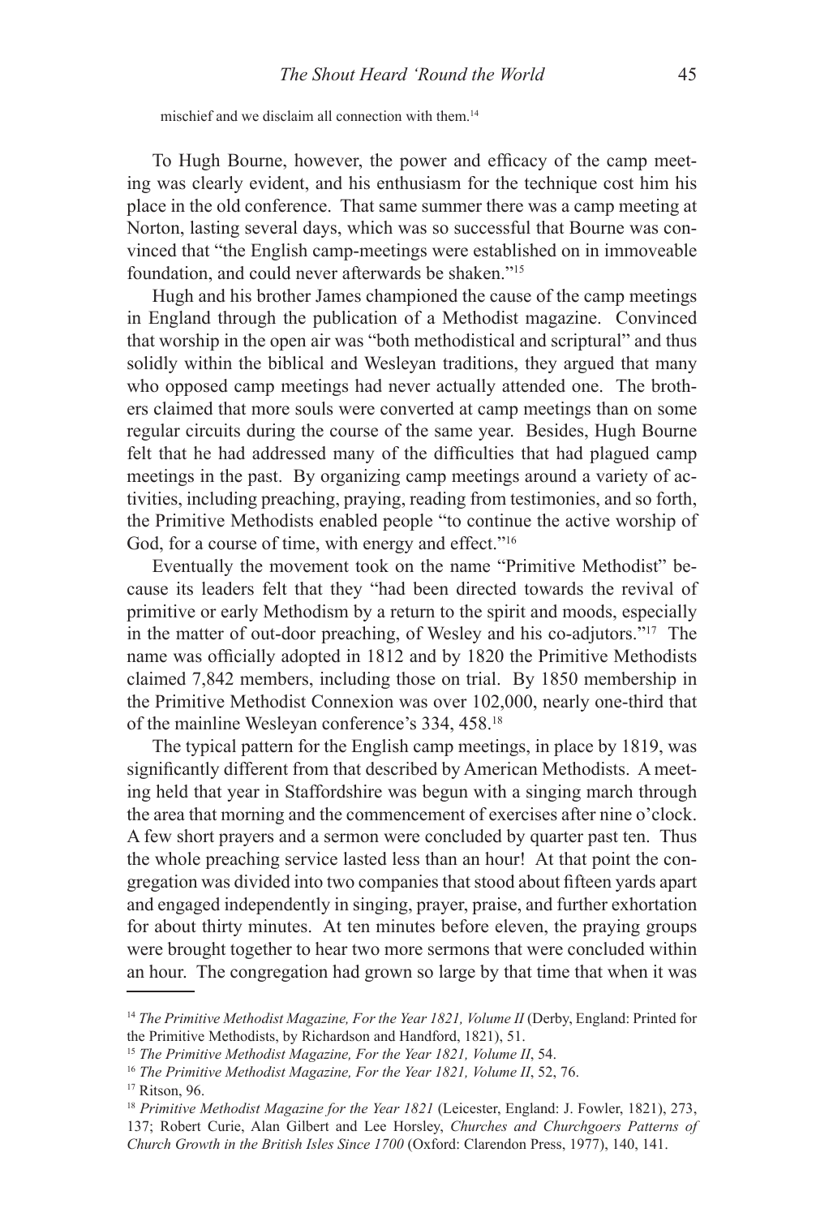mischief and we disclaim all connection with them.[14]

To Hugh Bourne, however, the power and efficacy of the camp meeting was clearly evident, and his enthusiasm for the technique cost him his place in the old conference. That same summer there was a camp meeting at Norton, lasting several days, which was so successful that Bourne was convinced that "the English camp-meetings were established on in immoveable foundation, and could never afterwards be shaken."[15]

Hugh and his brother James championed the cause of the camp meetings in England through the publication of a Methodist magazine. Convinced that worship in the open air was "both methodistical and scriptural" and thus solidly within the biblical and Wesleyan traditions, they argued that many who opposed camp meetings had never actually attended one. The brothers claimed that more souls were converted at camp meetings than on some regular circuits during the course of the same year. Besides, Hugh Bourne felt that he had addressed many of the difficulties that had plagued camp meetings in the past. By organizing camp meetings around a variety of activities, including preaching, praying, reading from testimonies, and so forth, the Primitive Methodists enabled people "to continue the active worship of God, for a course of time, with energy and effect."[16]

Eventually the movement took on the name "Primitive Methodist" because its leaders felt that they "had been directed towards the revival of primitive or early Methodism by a return to the spirit and moods, especially in the matter of out-door preaching, of Wesley and his co-adjutors."[17] The name was officially adopted in 1812 and by 1820 the Primitive Methodists claimed 7,842 members, including those on trial. By 1850 membership in the Primitive Methodist Connexion was over 102,000, nearly one-third that of the mainline Wesleyan conference's 334, 458.[18]

The typical pattern for the English camp meetings, in place by 1819, was significantly different from that described by American Methodists. A meeting held that year in Staffordshire was begun with a singing march through the area that morning and the commencement of exercises after nine o'clock. A few short prayers and a sermon were concluded by quarter past ten. Thus the whole preaching service lasted less than an hour! At that point the congregation was divided into two companies that stood about fifteen yards apart and engaged independently in singing, prayer, praise, and further exhortation for about thirty minutes. At ten minutes before eleven, the praying groups were brought together to hear two more sermons that were concluded within an hour. The congregation had grown so large by that time that when it was

---

[14] *The Primitive Methodist Magazine, For the Year 1821, Volume II* (Derby, England: Printed for the Primitive Methodists, by Richardson and Handford, 1821), 51.

[15] *The Primitive Methodist Magazine, For the Year 1821, Volume II*, 54.

[16] *The Primitive Methodist Magazine, For the Year 1821, Volume II*, 52, 76.

[17] Ritson, 96.

[18] *Primitive Methodist Magazine for the Year 1821* (Leicester, England: J. Fowler, 1821), 273, 137; Robert Curie, Alan Gilbert and Lee Horsley, *Churches and Churchgoers Patterns of Church Growth in the British Isles Since 1700* (Oxford: Clarendon Press, 1977), 140, 141.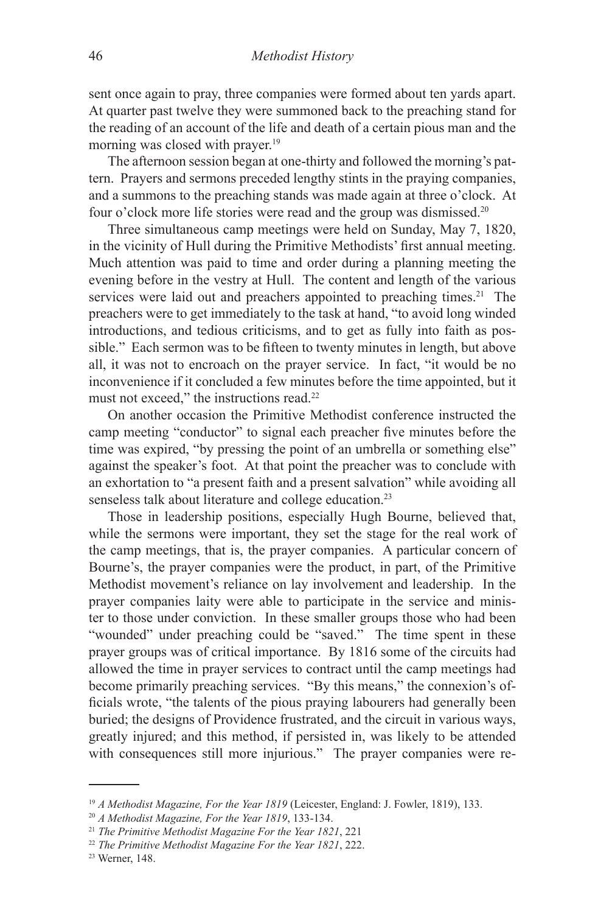sent once again to pray, three companies were formed about ten yards apart. At quarter past twelve they were summoned back to the preaching stand for the reading of an account of the life and death of a certain pious man and the morning was closed with prayer.[19]

The afternoon session began at one-thirty and followed the morning's pattern. Prayers and sermons preceded lengthy stints in the praying companies, and a summons to the preaching stands was made again at three o'clock. At four o'clock more life stories were read and the group was dismissed.[20]

Three simultaneous camp meetings were held on Sunday, May 7, 1820, in the vicinity of Hull during the Primitive Methodists' first annual meeting. Much attention was paid to time and order during a planning meeting the evening before in the vestry at Hull. The content and length of the various services were laid out and preachers appointed to preaching times.[21] The preachers were to get immediately to the task at hand, "to avoid long winded introductions, and tedious criticisms, and to get as fully into faith as possible." Each sermon was to be fifteen to twenty minutes in length, but above all, it was not to encroach on the prayer service. In fact, "it would be no inconvenience if it concluded a few minutes before the time appointed, but it must not exceed," the instructions read.[22]

On another occasion the Primitive Methodist conference instructed the camp meeting "conductor" to signal each preacher five minutes before the time was expired, "by pressing the point of an umbrella or something else" against the speaker's foot. At that point the preacher was to conclude with an exhortation to "a present faith and a present salvation" while avoiding all senseless talk about literature and college education.[23]

Those in leadership positions, especially Hugh Bourne, believed that, while the sermons were important, they set the stage for the real work of the camp meetings, that is, the prayer companies. A particular concern of Bourne's, the prayer companies were the product, in part, of the Primitive Methodist movement's reliance on lay involvement and leadership. In the prayer companies laity were able to participate in the service and minister to those under conviction. In these smaller groups those who had been "wounded" under preaching could be "saved." The time spent in these prayer groups was of critical importance. By 1816 some of the circuits had allowed the time in prayer services to contract until the camp meetings had become primarily preaching services. "By this means," the connexion's officials wrote, "the talents of the pious praying labourers had generally been buried; the designs of Providence frustrated, and the circuit in various ways, greatly injured; and this method, if persisted in, was likely to be attended with consequences still more injurious." The prayer companies were re-

---

[19] *A Methodist Magazine, For the Year 1819* (Leicester, England: J. Fowler, 1819), 133.

[20] *A Methodist Magazine, For the Year 1819*, 133-134.

[21] *The Primitive Methodist Magazine For the Year 1821*, 221

[22] *The Primitive Methodist Magazine For the Year 1821*, 222.

[23] Werner, 148.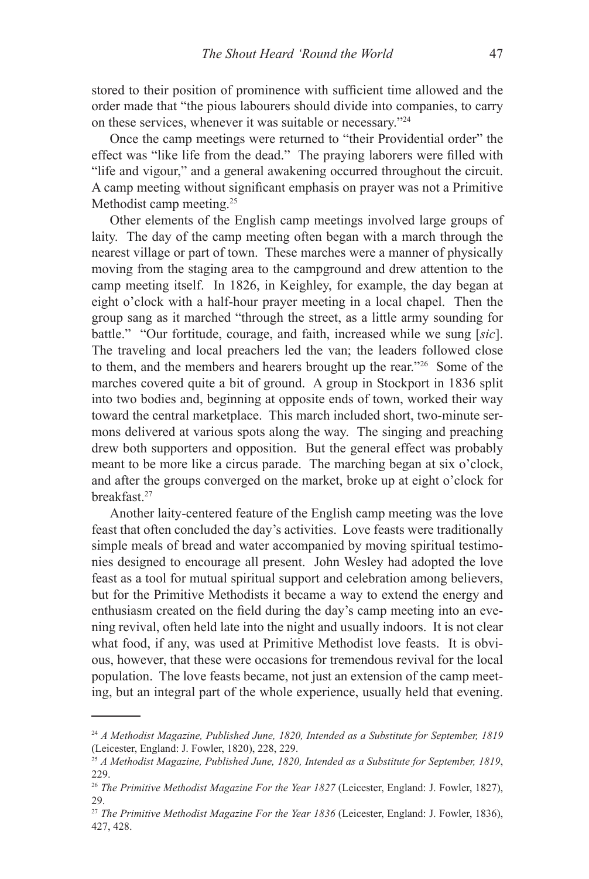stored to their position of prominence with sufficient time allowed and the order made that "the pious labourers should divide into companies, to carry on these services, whenever it was suitable or necessary."[24]

Once the camp meetings were returned to "their Providential order" the effect was "like life from the dead." The praying laborers were filled with "life and vigour," and a general awakening occurred throughout the circuit. A camp meeting without significant emphasis on prayer was not a Primitive Methodist camp meeting.[25]

Other elements of the English camp meetings involved large groups of laity. The day of the camp meeting often began with a march through the nearest village or part of town. These marches were a manner of physically moving from the staging area to the campground and drew attention to the camp meeting itself. In 1826, in Keighley, for example, the day began at eight o'clock with a half-hour prayer meeting in a local chapel. Then the group sang as it marched "through the street, as a little army sounding for battle." "Our fortitude, courage, and faith, increased while we sung [*sic*]. The traveling and local preachers led the van; the leaders followed close to them, and the members and hearers brought up the rear."[26] Some of the marches covered quite a bit of ground. A group in Stockport in 1836 split into two bodies and, beginning at opposite ends of town, worked their way toward the central marketplace. This march included short, two-minute sermons delivered at various spots along the way. The singing and preaching drew both supporters and opposition. But the general effect was probably meant to be more like a circus parade. The marching began at six o'clock, and after the groups converged on the market, broke up at eight o'clock for breakfast.[27]

Another laity-centered feature of the English camp meeting was the love feast that often concluded the day's activities. Love feasts were traditionally simple meals of bread and water accompanied by moving spiritual testimonies designed to encourage all present. John Wesley had adopted the love feast as a tool for mutual spiritual support and celebration among believers, but for the Primitive Methodists it became a way to extend the energy and enthusiasm created on the field during the day's camp meeting into an evening revival, often held late into the night and usually indoors. It is not clear what food, if any, was used at Primitive Methodist love feasts. It is obvious, however, that these were occasions for tremendous revival for the local population. The love feasts became, not just an extension of the camp meeting, but an integral part of the whole experience, usually held that evening.

---

[24] *A Methodist Magazine, Published June, 1820, Intended as a Substitute for September, 1819* (Leicester, England: J. Fowler, 1820), 228, 229.

[25] *A Methodist Magazine, Published June, 1820, Intended as a Substitute for September, 1819*, 229.

[26] *The Primitive Methodist Magazine For the Year 1827* (Leicester, England: J. Fowler, 1827), 29.

[27] *The Primitive Methodist Magazine For the Year 1836* (Leicester, England: J. Fowler, 1836), 427, 428.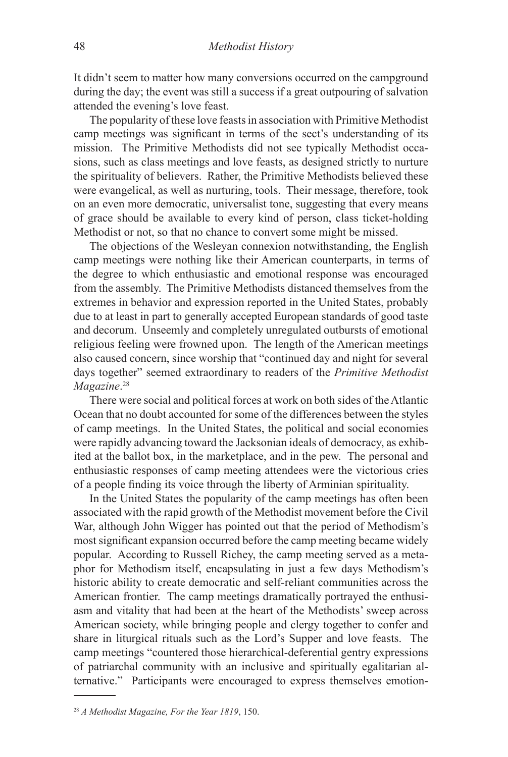It didn't seem to matter how many conversions occurred on the campground during the day; the event was still a success if a great outpouring of salvation attended the evening's love feast.

The popularity of these love feasts in association with Primitive Methodist camp meetings was significant in terms of the sect's understanding of its mission. The Primitive Methodists did not see typically Methodist occasions, such as class meetings and love feasts, as designed strictly to nurture the spirituality of believers. Rather, the Primitive Methodists believed these were evangelical, as well as nurturing, tools. Their message, therefore, took on an even more democratic, universalist tone, suggesting that every means of grace should be available to every kind of person, class ticket-holding Methodist or not, so that no chance to convert some might be missed.

The objections of the Wesleyan connexion notwithstanding, the English camp meetings were nothing like their American counterparts, in terms of the degree to which enthusiastic and emotional response was encouraged from the assembly. The Primitive Methodists distanced themselves from the extremes in behavior and expression reported in the United States, probably due to at least in part to generally accepted European standards of good taste and decorum. Unseemly and completely unregulated outbursts of emotional religious feeling were frowned upon. The length of the American meetings also caused concern, since worship that "continued day and night for several days together" seemed extraordinary to readers of the *Primitive Methodist Magazine*.[28]

There were social and political forces at work on both sides of the Atlantic Ocean that no doubt accounted for some of the differences between the styles of camp meetings. In the United States, the political and social economies were rapidly advancing toward the Jacksonian ideals of democracy, as exhibited at the ballot box, in the marketplace, and in the pew. The personal and enthusiastic responses of camp meeting attendees were the victorious cries of a people finding its voice through the liberty of Arminian spirituality.

In the United States the popularity of the camp meetings has often been associated with the rapid growth of the Methodist movement before the Civil War, although John Wigger has pointed out that the period of Methodism's most significant expansion occurred before the camp meeting became widely popular. According to Russell Richey, the camp meeting served as a metaphor for Methodism itself, encapsulating in just a few days Methodism's historic ability to create democratic and self-reliant communities across the American frontier. The camp meetings dramatically portrayed the enthusiasm and vitality that had been at the heart of the Methodists' sweep across American society, while bringing people and clergy together to confer and share in liturgical rituals such as the Lord's Supper and love feasts. The camp meetings "countered those hierarchical-deferential gentry expressions of patriarchal community with an inclusive and spiritually egalitarian alternative." Participants were encouraged to express themselves emotion-

---

[28] *A Methodist Magazine, For the Year 1819*, 150.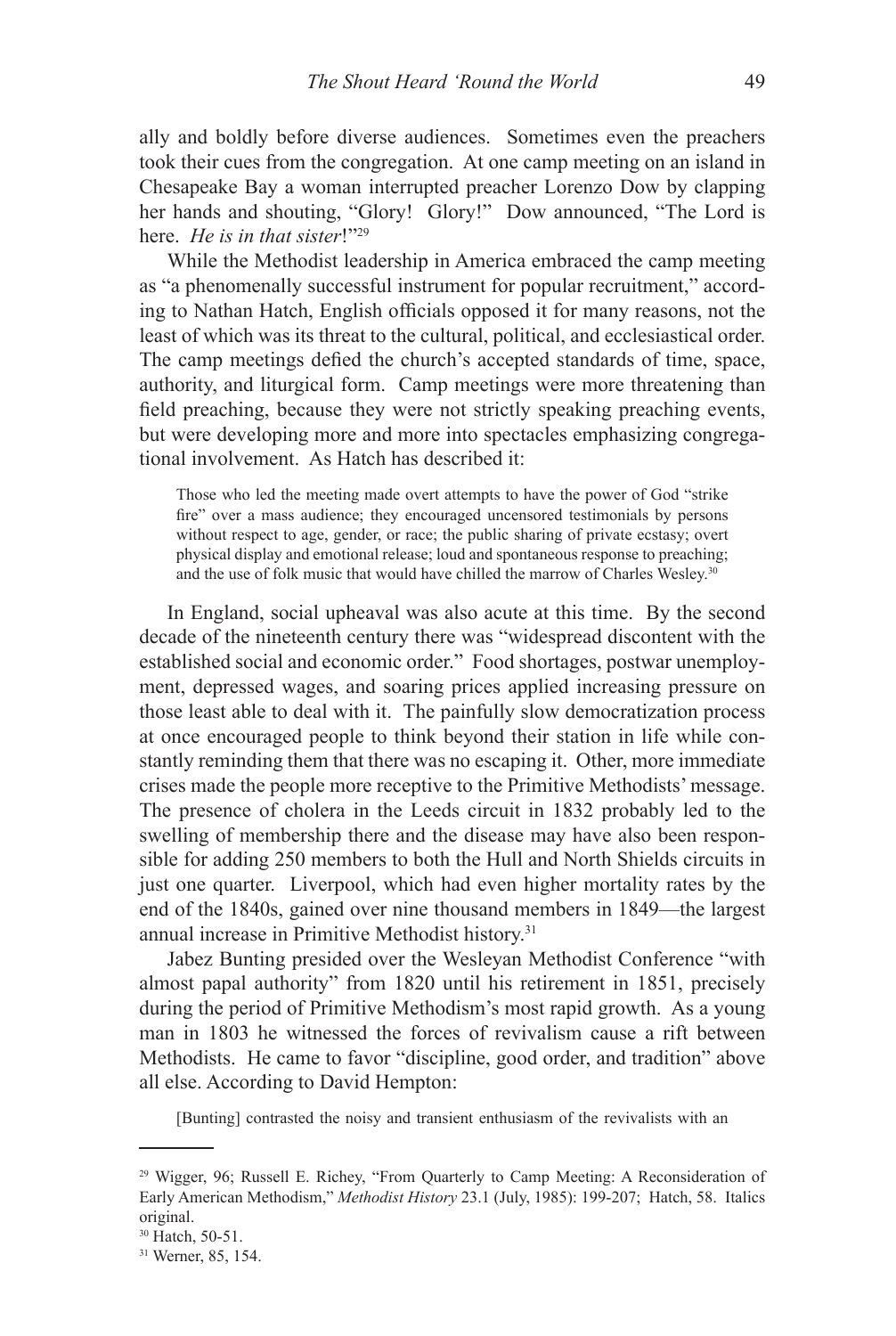ally and boldly before diverse audiences. Sometimes even the preachers took their cues from the congregation. At one camp meeting on an island in Chesapeake Bay a woman interrupted preacher Lorenzo Dow by clapping her hands and shouting, "Glory! Glory!" Dow announced, "The Lord is here. *He is in that sister*!"[29]

While the Methodist leadership in America embraced the camp meeting as "a phenomenally successful instrument for popular recruitment," according to Nathan Hatch, English officials opposed it for many reasons, not the least of which was its threat to the cultural, political, and ecclesiastical order. The camp meetings defied the church's accepted standards of time, space, authority, and liturgical form. Camp meetings were more threatening than field preaching, because they were not strictly speaking preaching events, but were developing more and more into spectacles emphasizing congregational involvement. As Hatch has described it:

> Those who led the meeting made overt attempts to have the power of God "strike fire" over a mass audience; they encouraged uncensored testimonials by persons without respect to age, gender, or race; the public sharing of private ecstasy; overt physical display and emotional release; loud and spontaneous response to preaching; and the use of folk music that would have chilled the marrow of Charles Wesley.[30]

In England, social upheaval was also acute at this time. By the second decade of the nineteenth century there was "widespread discontent with the established social and economic order." Food shortages, postwar unemployment, depressed wages, and soaring prices applied increasing pressure on those least able to deal with it. The painfully slow democratization process at once encouraged people to think beyond their station in life while constantly reminding them that there was no escaping it. Other, more immediate crises made the people more receptive to the Primitive Methodists' message. The presence of cholera in the Leeds circuit in 1832 probably led to the swelling of membership there and the disease may have also been responsible for adding 250 members to both the Hull and North Shields circuits in just one quarter. Liverpool, which had even higher mortality rates by the end of the 1840s, gained over nine thousand members in 1849—the largest annual increase in Primitive Methodist history.[31]

Jabez Bunting presided over the Wesleyan Methodist Conference "with almost papal authority" from 1820 until his retirement in 1851, precisely during the period of Primitive Methodism's most rapid growth. As a young man in 1803 he witnessed the forces of revivalism cause a rift between Methodists. He came to favor "discipline, good order, and tradition" above all else. According to David Hempton:

> [Bunting] contrasted the noisy and transient enthusiasm of the revivalists with an

---

[29] Wigger, 96; Russell E. Richey, "From Quarterly to Camp Meeting: A Reconsideration of Early American Methodism," *Methodist History* 23.1 (July, 1985): 199-207; Hatch, 58. Italics original.

[30] Hatch, 50-51.

[31] Werner, 85, 154.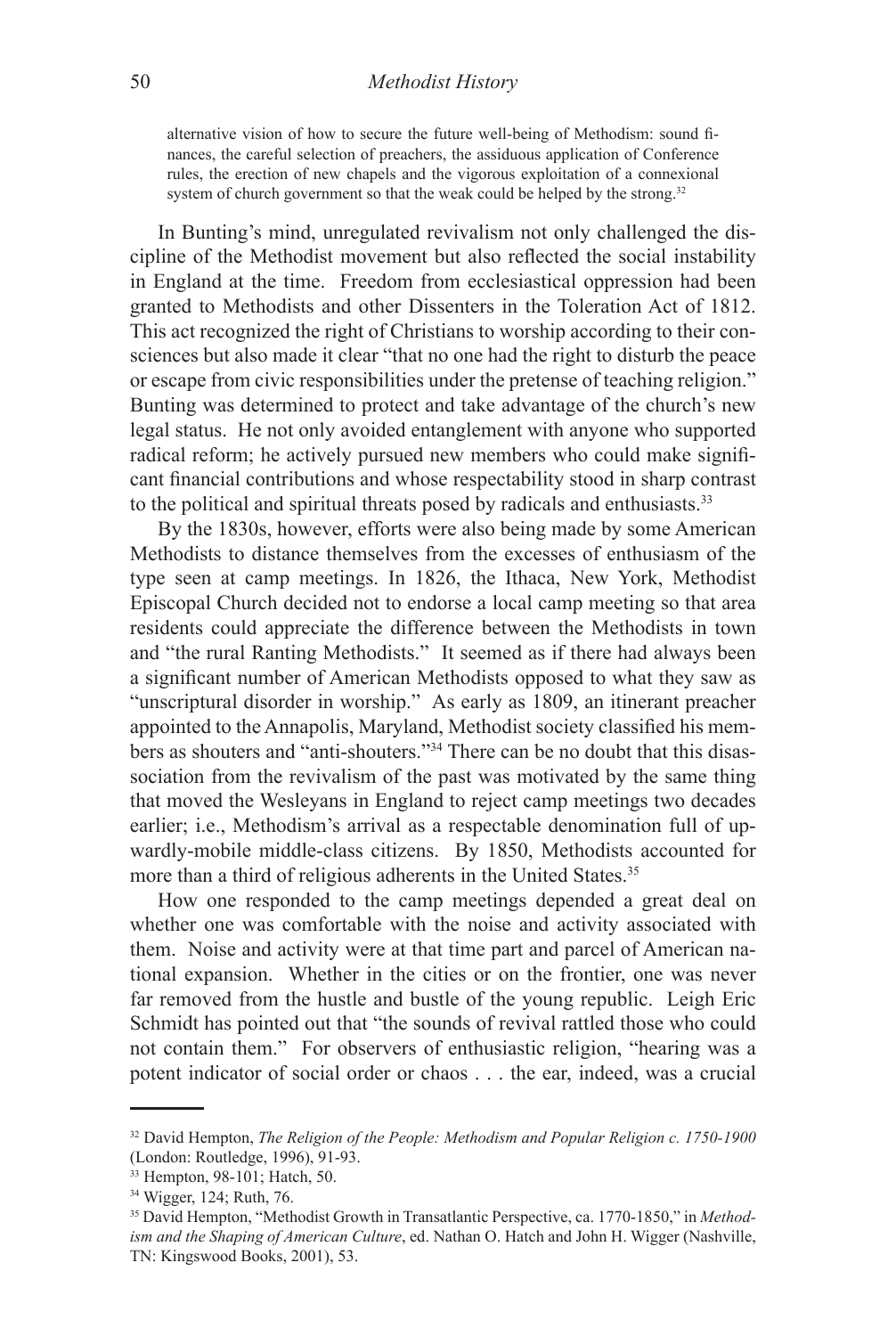alternative vision of how to secure the future well-being of Methodism: sound finances, the careful selection of preachers, the assiduous application of Conference rules, the erection of new chapels and the vigorous exploitation of a connexional system of church government so that the weak could be helped by the strong.[32]

In Bunting's mind, unregulated revivalism not only challenged the discipline of the Methodist movement but also reflected the social instability in England at the time. Freedom from ecclesiastical oppression had been granted to Methodists and other Dissenters in the Toleration Act of 1812. This act recognized the right of Christians to worship according to their consciences but also made it clear "that no one had the right to disturb the peace or escape from civic responsibilities under the pretense of teaching religion." Bunting was determined to protect and take advantage of the church's new legal status. He not only avoided entanglement with anyone who supported radical reform; he actively pursued new members who could make significant financial contributions and whose respectability stood in sharp contrast to the political and spiritual threats posed by radicals and enthusiasts.[33]

By the 1830s, however, efforts were also being made by some American Methodists to distance themselves from the excesses of enthusiasm of the type seen at camp meetings. In 1826, the Ithaca, New York, Methodist Episcopal Church decided not to endorse a local camp meeting so that area residents could appreciate the difference between the Methodists in town and "the rural Ranting Methodists." It seemed as if there had always been a significant number of American Methodists opposed to what they saw as "unscriptural disorder in worship." As early as 1809, an itinerant preacher appointed to the Annapolis, Maryland, Methodist society classified his members as shouters and "anti-shouters."[34] There can be no doubt that this disassociation from the revivalism of the past was motivated by the same thing that moved the Wesleyans in England to reject camp meetings two decades earlier; i.e., Methodism's arrival as a respectable denomination full of upwardly-mobile middle-class citizens. By 1850, Methodists accounted for more than a third of religious adherents in the United States.[35]

How one responded to the camp meetings depended a great deal on whether one was comfortable with the noise and activity associated with them. Noise and activity were at that time part and parcel of American national expansion. Whether in the cities or on the frontier, one was never far removed from the hustle and bustle of the young republic. Leigh Eric Schmidt has pointed out that "the sounds of revival rattled those who could not contain them." For observers of enthusiastic religion, "hearing was a potent indicator of social order or chaos . . . the ear, indeed, was a crucial

---

[32] David Hempton, *The Religion of the People: Methodism and Popular Religion c. 1750-1900* (London: Routledge, 1996), 91-93.

[33] Hempton, 98-101; Hatch, 50.

[34] Wigger, 124; Ruth, 76.

[35] David Hempton, "Methodist Growth in Transatlantic Perspective, ca. 1770-1850," in *Methodism and the Shaping of American Culture*, ed. Nathan O. Hatch and John H. Wigger (Nashville, TN: Kingswood Books, 2001), 53.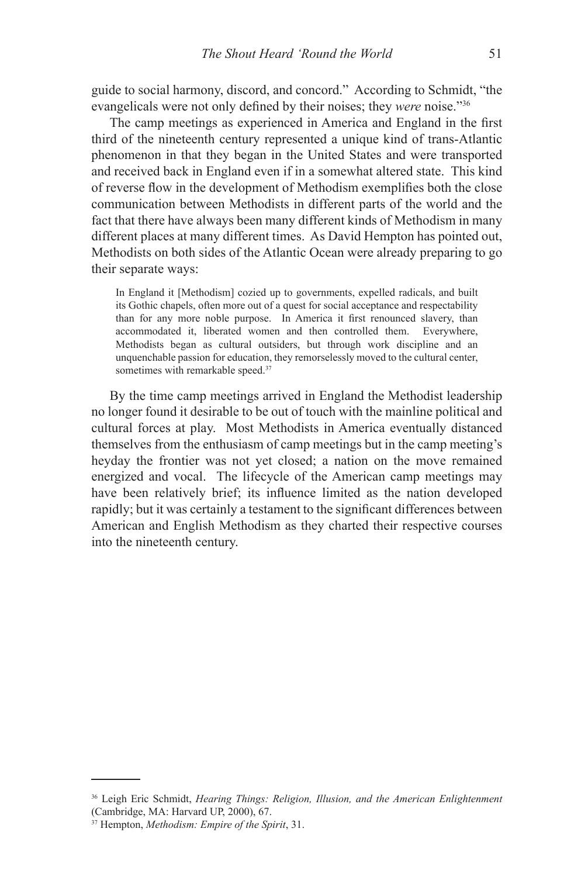guide to social harmony, discord, and concord." According to Schmidt, "the evangelicals were not only defined by their noises; they *were* noise."[36]

The camp meetings as experienced in America and England in the first third of the nineteenth century represented a unique kind of trans-Atlantic phenomenon in that they began in the United States and were transported and received back in England even if in a somewhat altered state. This kind of reverse flow in the development of Methodism exemplifies both the close communication between Methodists in different parts of the world and the fact that there have always been many different kinds of Methodism in many different places at many different times. As David Hempton has pointed out, Methodists on both sides of the Atlantic Ocean were already preparing to go their separate ways:

> In England it [Methodism] cozied up to governments, expelled radicals, and built its Gothic chapels, often more out of a quest for social acceptance and respectability than for any more noble purpose. In America it first renounced slavery, than accommodated it, liberated women and then controlled them. Everywhere, Methodists began as cultural outsiders, but through work discipline and an unquenchable passion for education, they remorselessly moved to the cultural center, sometimes with remarkable speed.[37]

By the time camp meetings arrived in England the Methodist leadership no longer found it desirable to be out of touch with the mainline political and cultural forces at play. Most Methodists in America eventually distanced themselves from the enthusiasm of camp meetings but in the camp meeting's heyday the frontier was not yet closed; a nation on the move remained energized and vocal. The lifecycle of the American camp meetings may have been relatively brief; its influence limited as the nation developed rapidly; but it was certainly a testament to the significant differences between American and English Methodism as they charted their respective courses into the nineteenth century.

---

[36] Leigh Eric Schmidt, *Hearing Things: Religion, Illusion, and the American Enlightenment* (Cambridge, MA: Harvard UP, 2000), 67.

[37] Hempton, *Methodism: Empire of the Spirit*, 31.